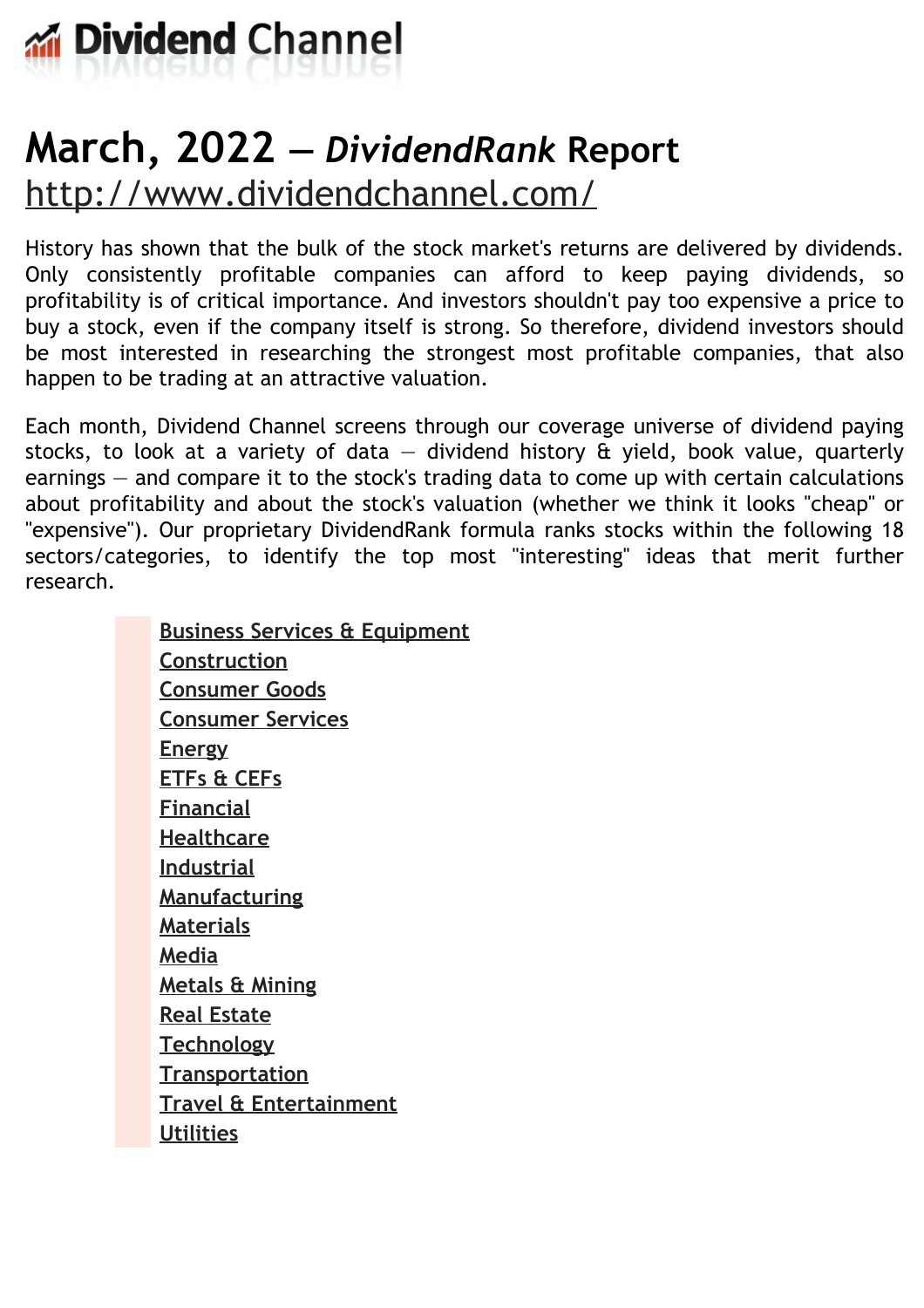# Dividend Channel

# March, 2022 — *DividendRank* Report

[http://www.dividendchannel.com/](http://www.dividendchannel.com/)

History has shown that the bulk of the stock market's returns are delivered by dividends. Only consistently profitable companies can afford to keep paying dividends, so profitability is of critical importance. And investors shouldn't pay too expensive a price to buy a stock, even if the company itself is strong. So therefore, dividend investors should be most interested in researching the strongest most profitable companies, that also happen to be trading at an attractive valuation.

Each month, Dividend Channel screens through our coverage universe of dividend paying stocks, to look at a variety of data — dividend history & yield, book value, quarterly earnings — and compare it to the stock's trading data to come up with certain calculations about profitability and about the stock's valuation (whether we think it looks "cheap" or "expensive"). Our proprietary DividendRank formula ranks stocks within the following 18 sectors/categories, to identify the top most "interesting" ideas that merit further research.

- Business Services & Equipment
- Construction
- Consumer Goods
- Consumer Services
- Energy
- ETFs & CEFs
- Financial
- Healthcare
- Industrial
- Manufacturing
- Materials
- Media
- Metals & Mining
- Real Estate
- Technology
- Transportation
- Travel & Entertainment
- Utilities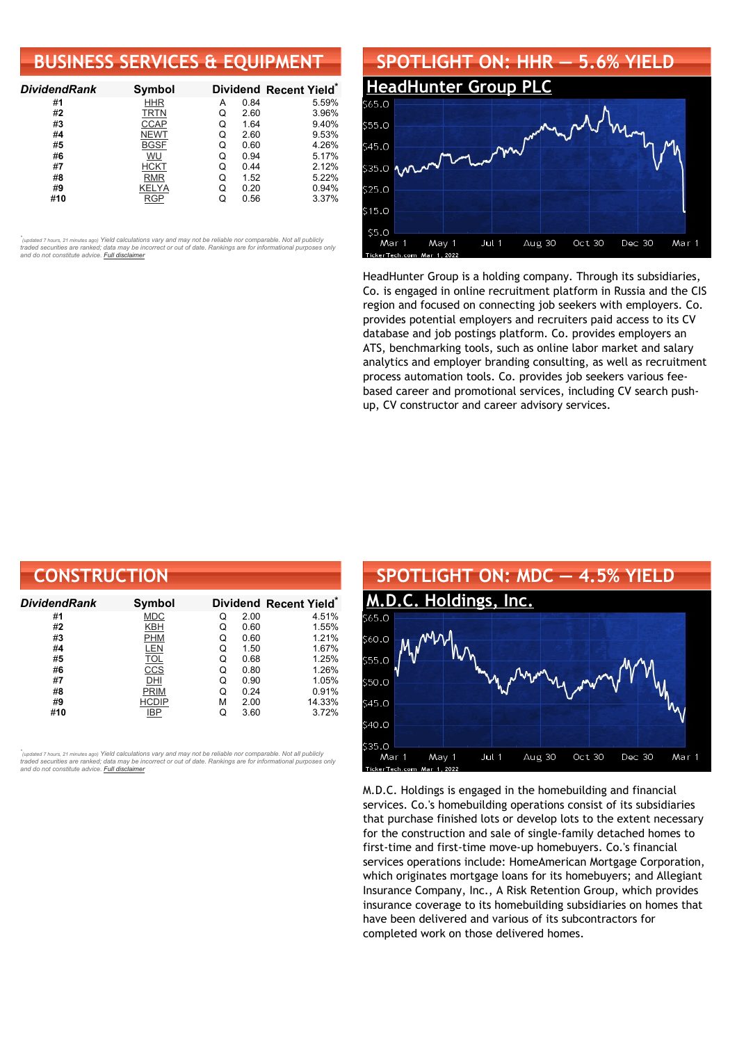## BUSINESS SERVICES & EQUIPMENT

| DividendRank | Symbol | Dividend | | Recent Yield* |
|---|---|---|---|---|
| #1 | HHR | A | 0.84 | 5.59% |
| #2 | TRTN | Q | 2.60 | 3.96% |
| #3 | CCAP | Q | 1.64 | 9.40% |
| #4 | NEWT | Q | 2.60 | 9.53% |
| #5 | BGSF | Q | 0.60 | 4.26% |
| #6 | WU | Q | 0.94 | 5.17% |
| #7 | HCKT | Q | 0.44 | 2.12% |
| #8 | RMR | Q | 1.52 | 5.22% |
| #9 | KELYA | Q | 0.20 | 0.94% |
| #10 | RGP | Q | 0.56 | 3.37% |

*(updated 7 hours, 21 minutes ago) Yield calculations vary and may not be reliable nor comparable. Not all publicly traded securities are ranked; data may be incorrect or out of date. Rankings are for informational purposes only and do not constitute advice. Full disclaimer

## SPOTLIGHT ON: HHR — 5.6% YIELD

### HeadHunter Group PLC

HeadHunter Group is a holding company. Through its subsidiaries, Co. is engaged in online recruitment platform in Russia and the CIS region and focused on connecting job seekers with employers. Co. provides potential employers and recruiters paid access to its CV database and job postings platform. Co. provides employers an ATS, benchmarking tools, such as online labor market and salary analytics and employer branding consulting, as well as recruitment process automation tools. Co. provides job seekers various fee-based career and promotional services, including CV search push-up, CV constructor and career advisory services.

## CONSTRUCTION

| DividendRank | Symbol | Dividend | | Recent Yield* |
|---|---|---|---|---|
| #1 | MDC | Q | 2.00 | 4.51% |
| #2 | KBH | Q | 0.60 | 1.55% |
| #3 | PHM | Q | 0.60 | 1.21% |
| #4 | LEN | Q | 1.50 | 1.67% |
| #5 | TOL | Q | 0.68 | 1.25% |
| #6 | CCS | Q | 0.80 | 1.26% |
| #7 | DHI | Q | 0.90 | 1.05% |
| #8 | PRIM | Q | 0.24 | 0.91% |
| #9 | HCDIP | M | 2.00 | 14.33% |
| #10 | IBP | Q | 3.60 | 3.72% |

*(updated 7 hours, 21 minutes ago) Yield calculations vary and may not be reliable nor comparable. Not all publicly traded securities are ranked; data may be incorrect or out of date. Rankings are for informational purposes only and do not constitute advice. Full disclaimer

## SPOTLIGHT ON: MDC — 4.5% YIELD

### M.D.C. Holdings, Inc.

M.D.C. Holdings is engaged in the homebuilding and financial services. Co.'s homebuilding operations consist of its subsidiaries that purchase finished lots or develop lots to the extent necessary for the construction and sale of single-family detached homes to first-time and first-time move-up homebuyers. Co.'s financial services operations include: HomeAmerican Mortgage Corporation, which originates mortgage loans for its homebuyers; and Allegiant Insurance Company, Inc., A Risk Retention Group, which provides insurance coverage to its homebuilding subsidiaries on homes that have been delivered and various of its subcontractors for completed work on those delivered homes.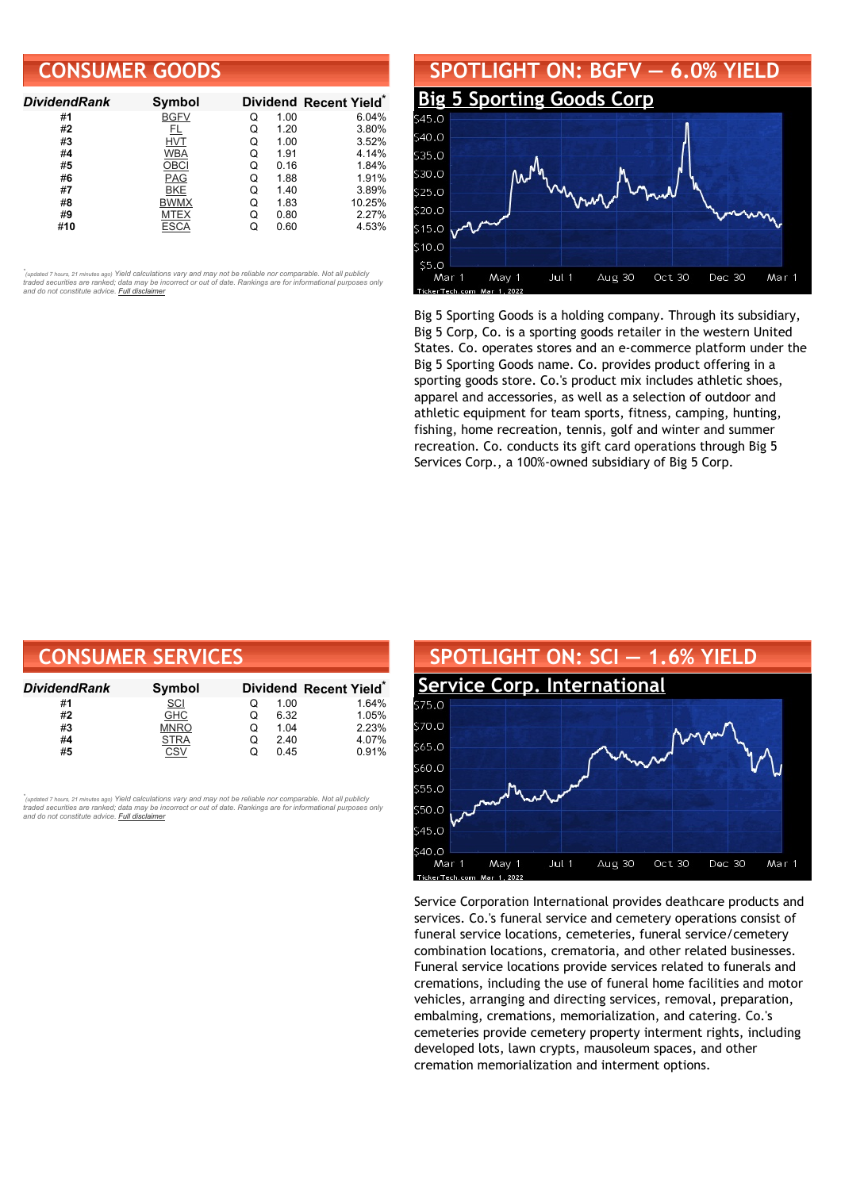## CONSUMER GOODS

| DividendRank | Symbol | Dividend | | Recent Yield* |
|---|---|---|---|---|
| #1 | BGFV | Q | 1.00 | 6.04% |
| #2 | FL | Q | 1.20 | 3.80% |
| #3 | HVT | Q | 1.00 | 3.52% |
| #4 | WBA | Q | 1.91 | 4.14% |
| #5 | OBCI | Q | 0.16 | 1.84% |
| #6 | PAG | Q | 1.88 | 1.91% |
| #7 | BKE | Q | 1.40 | 3.89% |
| #8 | BWMX | Q | 1.83 | 10.25% |
| #9 | MTEX | Q | 0.80 | 2.27% |
| #10 | ESCA | Q | 0.60 | 4.53% |

*(updated 7 hours, 21 minutes ago) Yield calculations vary and may not be reliable nor comparable. Not all publicly traded securities are ranked; data may be incorrect or out of date. Rankings are for informational purposes only and do not constitute advice. Full disclaimer

## SPOTLIGHT ON: BGFV — 6.0% YIELD

### Big 5 Sporting Goods Corp

Big 5 Sporting Goods is a holding company. Through its subsidiary, Big 5 Corp, Co. is a sporting goods retailer in the western United States. Co. operates stores and an e-commerce platform under the Big 5 Sporting Goods name. Co. provides product offering in a sporting goods store. Co.'s product mix includes athletic shoes, apparel and accessories, as well as a selection of outdoor and athletic equipment for team sports, fitness, camping, hunting, fishing, home recreation, tennis, golf and winter and summer recreation. Co. conducts its gift card operations through Big 5 Services Corp., a 100%-owned subsidiary of Big 5 Corp.

## CONSUMER SERVICES

| DividendRank | Symbol | Dividend | | Recent Yield* |
|---|---|---|---|---|
| #1 | SCI | Q | 1.00 | 1.64% |
| #2 | GHC | Q | 6.32 | 1.05% |
| #3 | MNRO | Q | 1.04 | 2.23% |
| #4 | STRA | Q | 2.40 | 4.07% |
| #5 | CSV | Q | 0.45 | 0.91% |

*(updated 7 hours, 21 minutes ago) Yield calculations vary and may not be reliable nor comparable. Not all publicly traded securities are ranked; data may be incorrect or out of date. Rankings are for informational purposes only and do not constitute advice. Full disclaimer

## SPOTLIGHT ON: SCI — 1.6% YIELD

### Service Corp. International

Service Corporation International provides deathcare products and services. Co.'s funeral service and cemetery operations consist of funeral service locations, cemeteries, funeral service/cemetery combination locations, crematoria, and other related businesses. Funeral service locations provide services related to funerals and cremations, including the use of funeral home facilities and motor vehicles, arranging and directing services, removal, preparation, embalming, cremations, memorialization, and catering. Co.'s cemeteries provide cemetery property interment rights, including developed lots, lawn crypts, mausoleum spaces, and other cremation memorialization and interment options.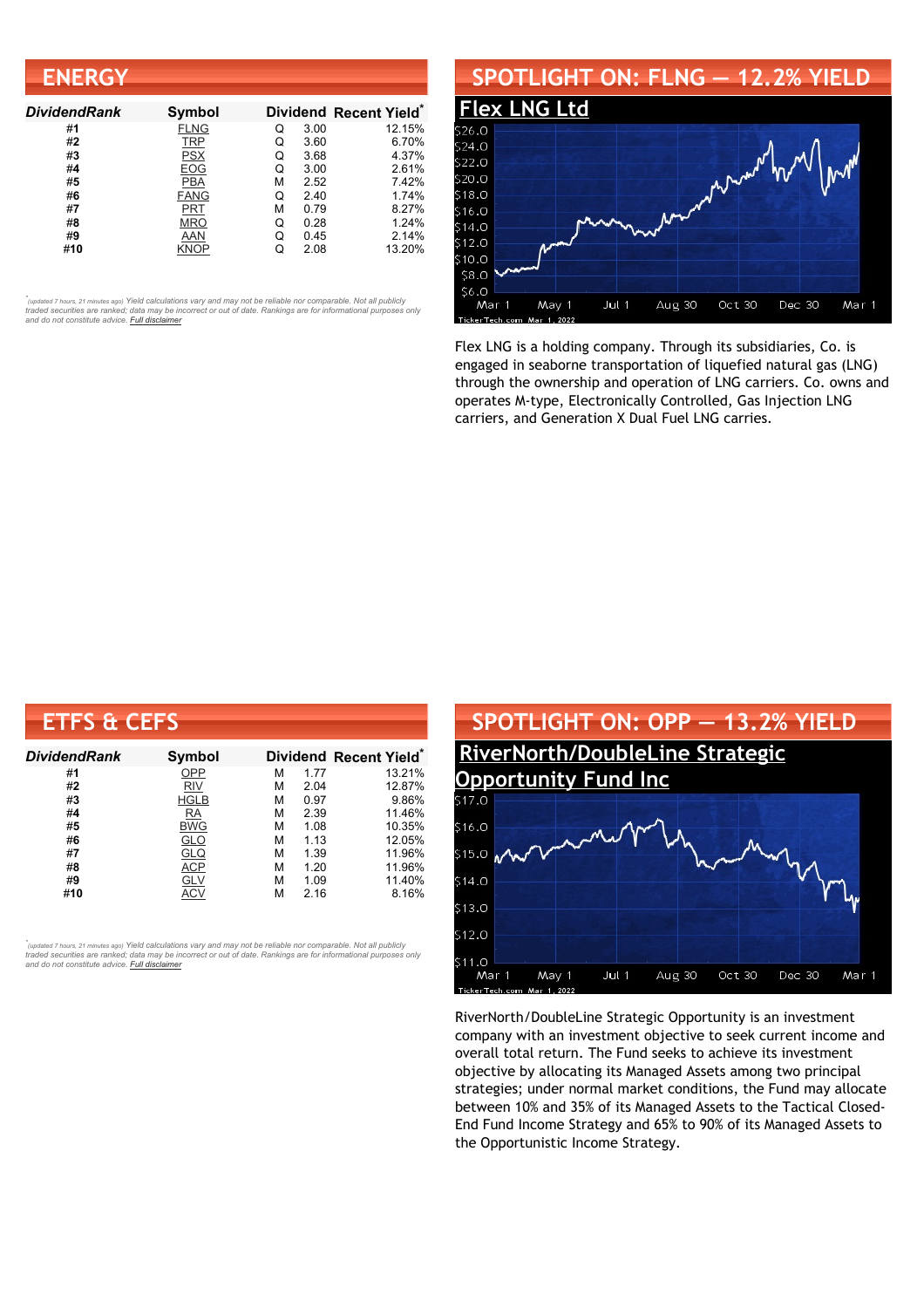## ENERGY

| DividendRank | Symbol | Dividend | | Recent Yield* |
|---|---|---|---|---|
| #1 | FLNG | Q | 3.00 | 12.15% |
| #2 | TRP | Q | 3.60 | 6.70% |
| #3 | PSX | Q | 3.68 | 4.37% |
| #4 | EOG | Q | 3.00 | 2.61% |
| #5 | PBA | M | 2.52 | 7.42% |
| #6 | FANG | Q | 2.40 | 1.74% |
| #7 | PRT | M | 0.79 | 8.27% |
| #8 | MRO | Q | 0.28 | 1.24% |
| #9 | AAN | Q | 0.45 | 2.14% |
| #10 | KNOP | Q | 2.08 | 13.20% |

*(updated 7 hours, 21 minutes ago) Yield calculations vary and may not be reliable nor comparable. Not all publicly traded securities are ranked; data may be incorrect or out of date. Rankings are for informational purposes only and do not constitute advice. Full disclaimer

## SPOTLIGHT ON: FLNG — 12.2% YIELD

### Flex LNG Ltd

Flex LNG is a holding company. Through its subsidiaries, Co. is engaged in seaborne transportation of liquefied natural gas (LNG) through the ownership and operation of LNG carriers. Co. owns and operates M-type, Electronically Controlled, Gas Injection LNG carriers, and Generation X Dual Fuel LNG carries.

## ETFS & CEFS

| DividendRank | Symbol | Dividend | | Recent Yield* |
|---|---|---|---|---|
| #1 | OPP | M | 1.77 | 13.21% |
| #2 | RIV | M | 2.04 | 12.87% |
| #3 | HGLB | M | 0.97 | 9.86% |
| #4 | RA | M | 2.39 | 11.46% |
| #5 | BWG | M | 1.08 | 10.35% |
| #6 | GLO | M | 1.13 | 12.05% |
| #7 | GLQ | M | 1.39 | 11.96% |
| #8 | ACP | M | 1.20 | 11.96% |
| #9 | GLV | M | 1.09 | 11.40% |
| #10 | ACV | M | 2.16 | 8.16% |

*(updated 7 hours, 21 minutes ago) Yield calculations vary and may not be reliable nor comparable. Not all publicly traded securities are ranked; data may be incorrect or out of date. Rankings are for informational purposes only and do not constitute advice. Full disclaimer

## SPOTLIGHT ON: OPP — 13.2% YIELD

### RiverNorth/DoubleLine Strategic Opportunity Fund Inc

RiverNorth/DoubleLine Strategic Opportunity is an investment company with an investment objective to seek current income and overall total return. The Fund seeks to achieve its investment objective by allocating its Managed Assets among two principal strategies; under normal market conditions, the Fund may allocate between 10% and 35% of its Managed Assets to the Tactical Closed-End Fund Income Strategy and 65% to 90% of its Managed Assets to the Opportunistic Income Strategy.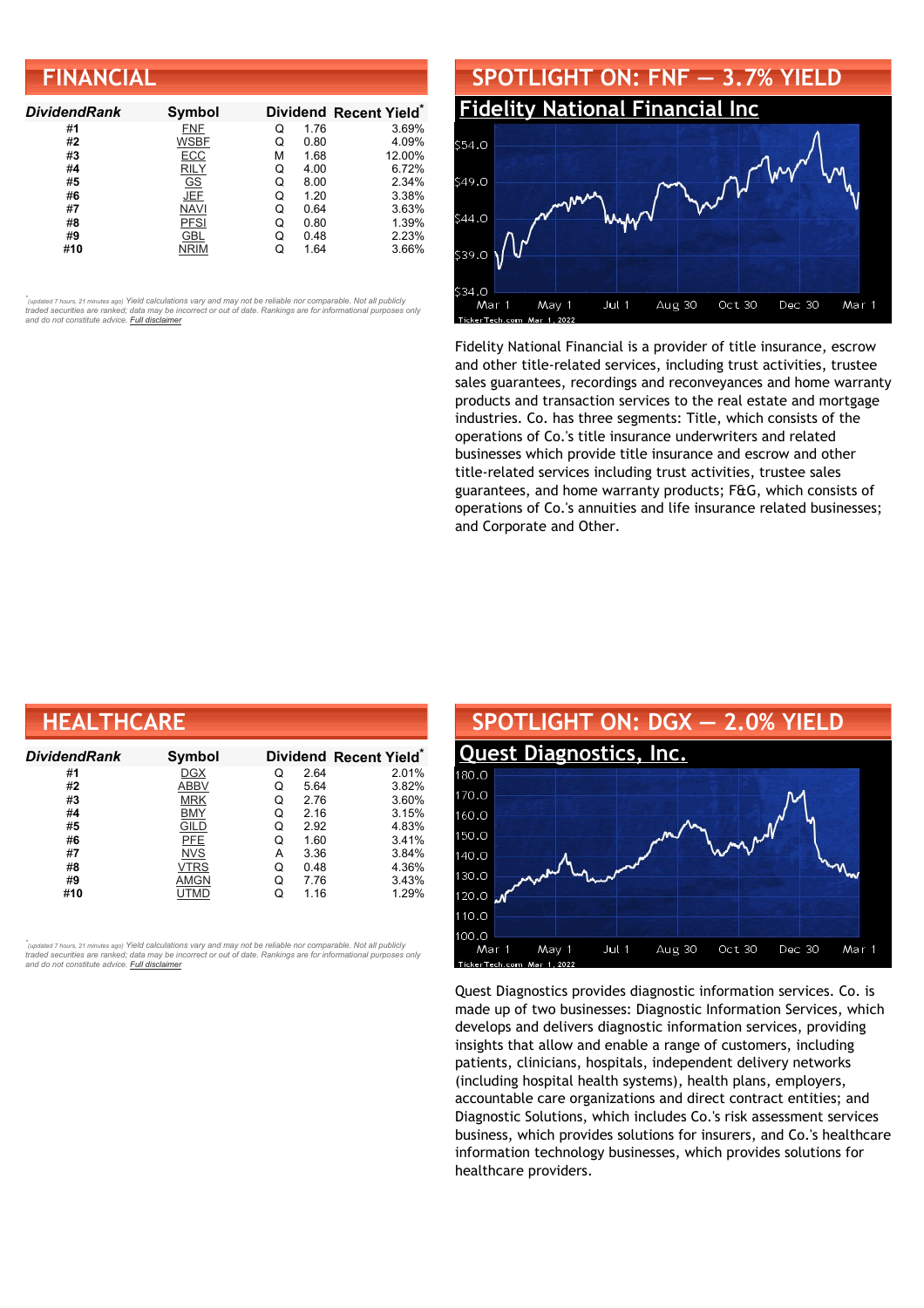## FINANCIAL

| DividendRank | Symbol | Dividend | | Recent Yield* |
|---|---|---|---|---|
| #1 | FNF | Q | 1.76 | 3.69% |
| #2 | WSBF | Q | 0.80 | 4.09% |
| #3 | ECC | M | 1.68 | 12.00% |
| #4 | RILY | Q | 4.00 | 6.72% |
| #5 | GS | Q | 8.00 | 2.34% |
| #6 | JEF | Q | 1.20 | 3.38% |
| #7 | NAVI | Q | 0.64 | 3.63% |
| #8 | PFSI | Q | 0.80 | 1.39% |
| #9 | GBL | Q | 0.48 | 2.23% |
| #10 | NRIM | Q | 1.64 | 3.66% |

*(updated 7 hours, 21 minutes ago) Yield calculations vary and may not be reliable nor comparable. Not all publicly traded securities are ranked; data may be incorrect or out of date. Rankings are for informational purposes only and do not constitute advice. Full disclaimer

## SPOTLIGHT ON: FNF — 3.7% YIELD

### Fidelity National Financial Inc

Fidelity National Financial is a provider of title insurance, escrow and other title-related services, including trust activities, trustee sales guarantees, recordings and reconveyances and home warranty products and transaction services to the real estate and mortgage industries. Co. has three segments: Title, which consists of the operations of Co.'s title insurance underwriters and related businesses which provide title insurance and escrow and other title-related services including trust activities, trustee sales guarantees, and home warranty products; F&G, which consists of operations of Co.'s annuities and life insurance related businesses; and Corporate and Other.

## HEALTHCARE

| DividendRank | Symbol | Dividend | | Recent Yield* |
|---|---|---|---|---|
| #1 | DGX | Q | 2.64 | 2.01% |
| #2 | ABBV | Q | 5.64 | 3.82% |
| #3 | MRK | Q | 2.76 | 3.60% |
| #4 | BMY | Q | 2.16 | 3.15% |
| #5 | GILD | Q | 2.92 | 4.83% |
| #6 | PFE | Q | 1.60 | 3.41% |
| #7 | NVS | A | 3.36 | 3.84% |
| #8 | VTRS | Q | 0.48 | 4.36% |
| #9 | AMGN | Q | 7.76 | 3.43% |
| #10 | UTMD | Q | 1.16 | 1.29% |

*(updated 7 hours, 21 minutes ago) Yield calculations vary and may not be reliable nor comparable. Not all publicly traded securities are ranked; data may be incorrect or out of date. Rankings are for informational purposes only and do not constitute advice. Full disclaimer

## SPOTLIGHT ON: DGX — 2.0% YIELD

### Quest Diagnostics, Inc.

Quest Diagnostics provides diagnostic information services. Co. is made up of two businesses: Diagnostic Information Services, which develops and delivers diagnostic information services, providing insights that allow and enable a range of customers, including patients, clinicians, hospitals, independent delivery networks (including hospital health systems), health plans, employers, accountable care organizations and direct contract entities; and Diagnostic Solutions, which includes Co.'s risk assessment services business, which provides solutions for insurers, and Co.'s healthcare information technology businesses, which provides solutions for healthcare providers.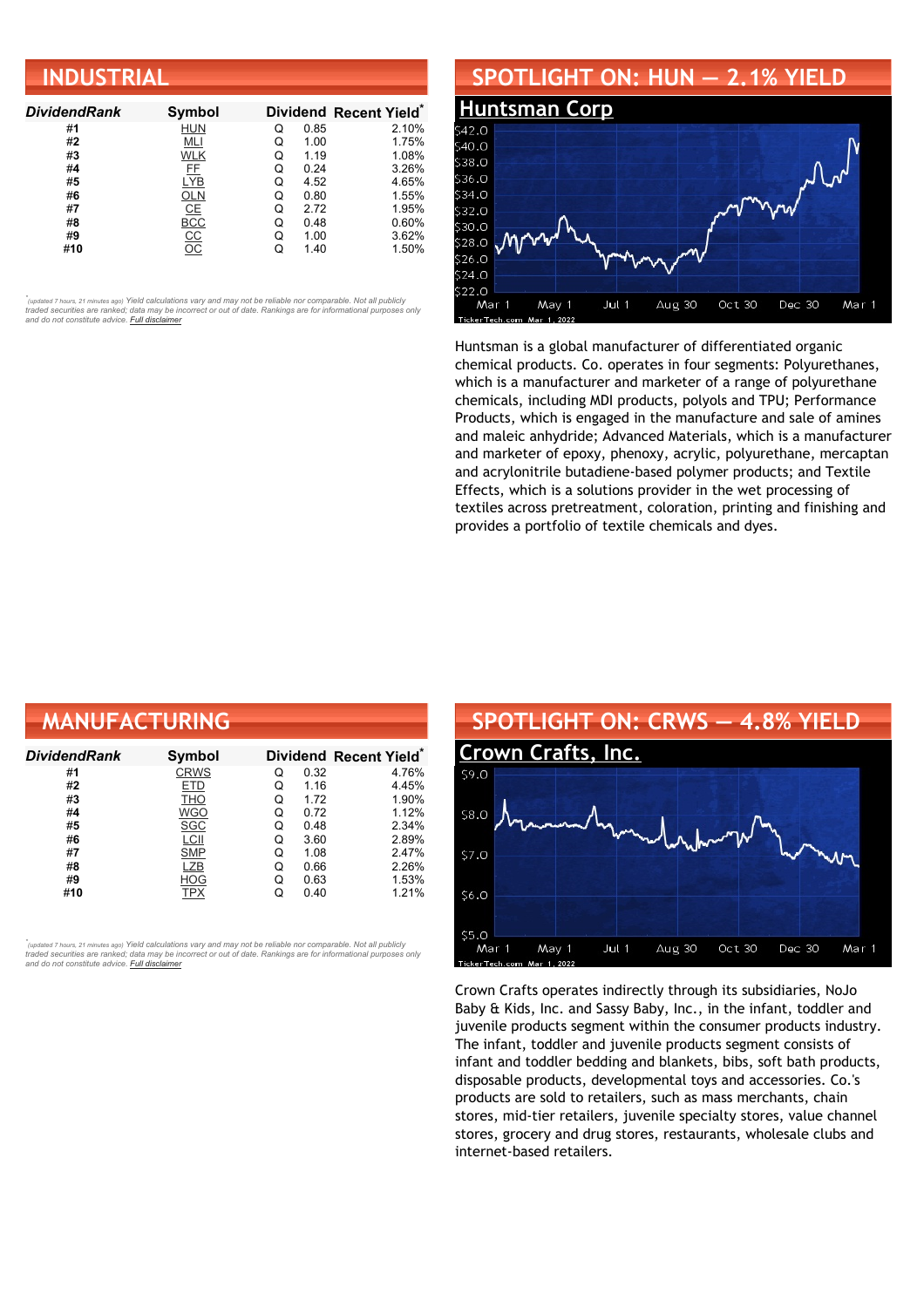## INDUSTRIAL

| DividendRank | Symbol | Dividend | | Recent Yield* |
|---|---|---|---|---|
| #1 | HUN | Q | 0.85 | 2.10% |
| #2 | MLI | Q | 1.00 | 1.75% |
| #3 | WLK | Q | 1.19 | 1.08% |
| #4 | FF | Q | 0.24 | 3.26% |
| #5 | LYB | Q | 4.52 | 4.65% |
| #6 | OLN | Q | 0.80 | 1.55% |
| #7 | CE | Q | 2.72 | 1.95% |
| #8 | BCC | Q | 0.48 | 0.60% |
| #9 | CC | Q | 1.00 | 3.62% |
| #10 | OC | Q | 1.40 | 1.50% |

*(updated 7 hours, 21 minutes ago) Yield calculations vary and may not be reliable nor comparable. Not all publicly traded securities are ranked; data may be incorrect or out of date. Rankings are for informational purposes only and do not constitute advice. Full disclaimer

## SPOTLIGHT ON: HUN — 2.1% YIELD

### Huntsman Corp

Huntsman is a global manufacturer of differentiated organic chemical products. Co. operates in four segments: Polyurethanes, which is a manufacturer and marketer of a range of polyurethane chemicals, including MDI products, polyols and TPU; Performance Products, which is engaged in the manufacture and sale of amines and maleic anhydride; Advanced Materials, which is a manufacturer and marketer of epoxy, phenoxy, acrylic, polyurethane, mercaptan and acrylonitrile butadiene-based polymer products; and Textile Effects, which is a solutions provider in the wet processing of textiles across pretreatment, coloration, printing and finishing and provides a portfolio of textile chemicals and dyes.

## MANUFACTURING

| DividendRank | Symbol | Dividend | | Recent Yield* |
|---|---|---|---|---|
| #1 | CRWS | Q | 0.32 | 4.76% |
| #2 | ETD | Q | 1.16 | 4.45% |
| #3 | THO | Q | 1.72 | 1.90% |
| #4 | WGO | Q | 0.72 | 1.12% |
| #5 | SGC | Q | 0.48 | 2.34% |
| #6 | LCII | Q | 3.60 | 2.89% |
| #7 | SMP | Q | 1.08 | 2.47% |
| #8 | LZB | Q | 0.66 | 2.26% |
| #9 | HOG | Q | 0.63 | 1.53% |
| #10 | TPX | Q | 0.40 | 1.21% |

*(updated 7 hours, 21 minutes ago) Yield calculations vary and may not be reliable nor comparable. Not all publicly traded securities are ranked; data may be incorrect or out of date. Rankings are for informational purposes only and do not constitute advice. Full disclaimer

## SPOTLIGHT ON: CRWS — 4.8% YIELD

### Crown Crafts, Inc.

Crown Crafts operates indirectly through its subsidiaries, NoJo Baby & Kids, Inc. and Sassy Baby, Inc., in the infant, toddler and juvenile products segment within the consumer products industry. The infant, toddler and juvenile products segment consists of infant and toddler bedding and blankets, bibs, soft bath products, disposable products, developmental toys and accessories. Co.'s products are sold to retailers, such as mass merchants, chain stores, mid-tier retailers, juvenile specialty stores, value channel stores, grocery and drug stores, restaurants, wholesale clubs and internet-based retailers.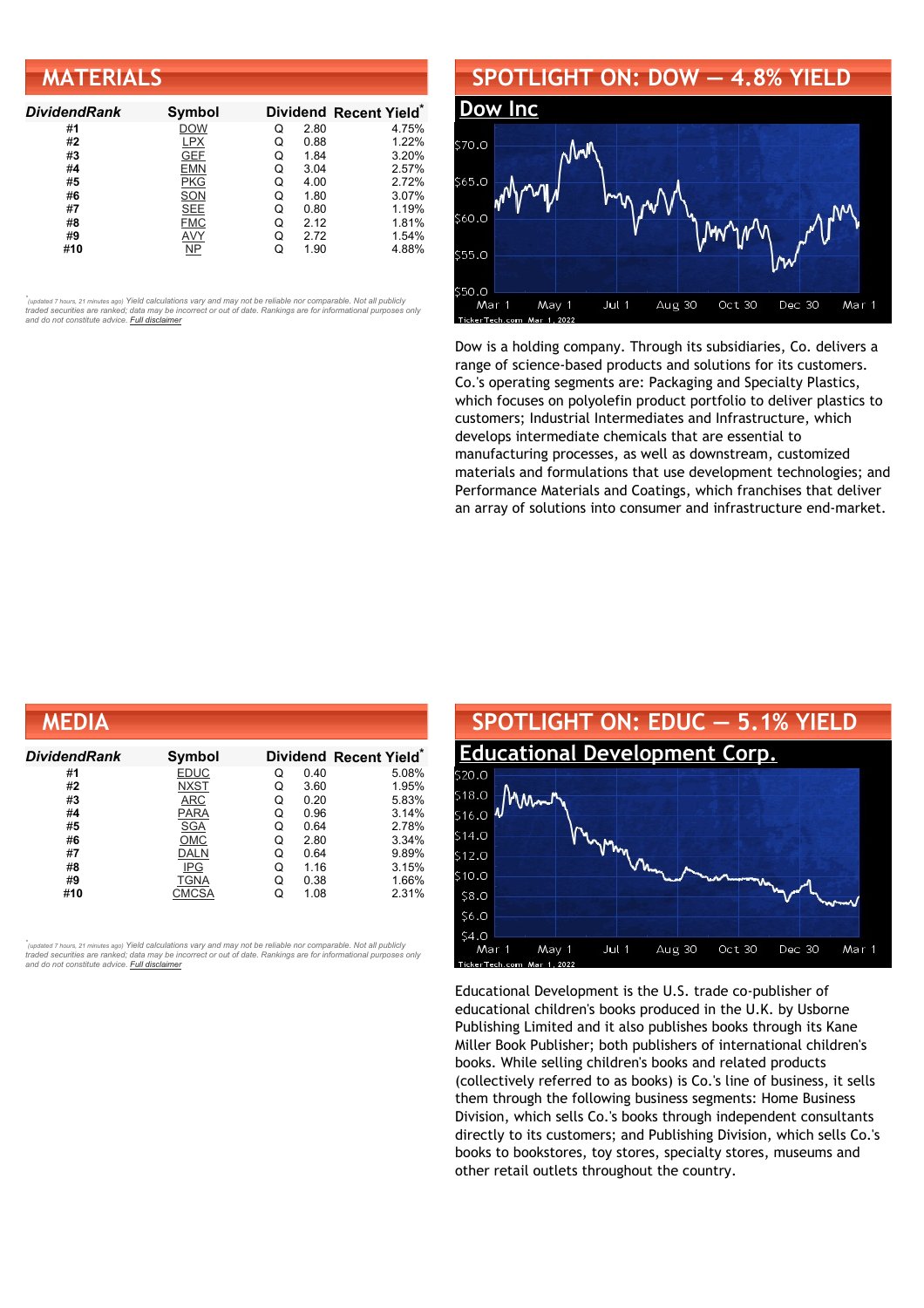## MATERIALS

| DividendRank | Symbol | Dividend | | Recent Yield* |
|---|---|---|---|---|
| #1 | DOW | Q | 2.80 | 4.75% |
| #2 | LPX | Q | 0.88 | 1.22% |
| #3 | GEF | Q | 1.84 | 3.20% |
| #4 | EMN | Q | 3.04 | 2.57% |
| #5 | PKG | Q | 4.00 | 2.72% |
| #6 | SON | Q | 1.80 | 3.07% |
| #7 | SEE | Q | 0.80 | 1.19% |
| #8 | FMC | Q | 2.12 | 1.81% |
| #9 | AVY | Q | 2.72 | 1.54% |
| #10 | NP | Q | 1.90 | 4.88% |

*(updated 7 hours, 21 minutes ago) Yield calculations vary and may not be reliable nor comparable. Not all publicly traded securities are ranked; data may be incorrect or out of date. Rankings are for informational purposes only and do not constitute advice. Full disclaimer*

## SPOTLIGHT ON: DOW — 4.8% YIELD

### Dow Inc

Dow is a holding company. Through its subsidiaries, Co. delivers a range of science-based products and solutions for its customers. Co.'s operating segments are: Packaging and Specialty Plastics, which focuses on polyolefin product portfolio to deliver plastics to customers; Industrial Intermediates and Infrastructure, which develops intermediate chemicals that are essential to manufacturing processes, as well as downstream, customized materials and formulations that use development technologies; and Performance Materials and Coatings, which franchises that deliver an array of solutions into consumer and infrastructure end-market.

## MEDIA

| DividendRank | Symbol | Dividend | | Recent Yield* |
|---|---|---|---|---|
| #1 | EDUC | Q | 0.40 | 5.08% |
| #2 | NXST | Q | 3.60 | 1.95% |
| #3 | ARC | Q | 0.20 | 5.83% |
| #4 | PARA | Q | 0.96 | 3.14% |
| #5 | SGA | Q | 0.64 | 2.78% |
| #6 | OMC | Q | 2.80 | 3.34% |
| #7 | DALN | Q | 0.64 | 9.89% |
| #8 | IPG | Q | 1.16 | 3.15% |
| #9 | TGNA | Q | 0.38 | 1.66% |
| #10 | CMCSA | Q | 1.08 | 2.31% |

*(updated 7 hours, 21 minutes ago) Yield calculations vary and may not be reliable nor comparable. Not all publicly traded securities are ranked; data may be incorrect or out of date. Rankings are for informational purposes only and do not constitute advice. Full disclaimer*

## SPOTLIGHT ON: EDUC — 5.1% YIELD

### Educational Development Corp.

Educational Development is the U.S. trade co-publisher of educational children's books produced in the U.K. by Usborne Publishing Limited and it also publishes books through its Kane Miller Book Publisher; both publishers of international children's books. While selling children's books and related products (collectively referred to as books) is Co.'s line of business, it sells them through the following business segments: Home Business Division, which sells Co.'s books through independent consultants directly to its customers; and Publishing Division, which sells Co.'s books to bookstores, toy stores, specialty stores, museums and other retail outlets throughout the country.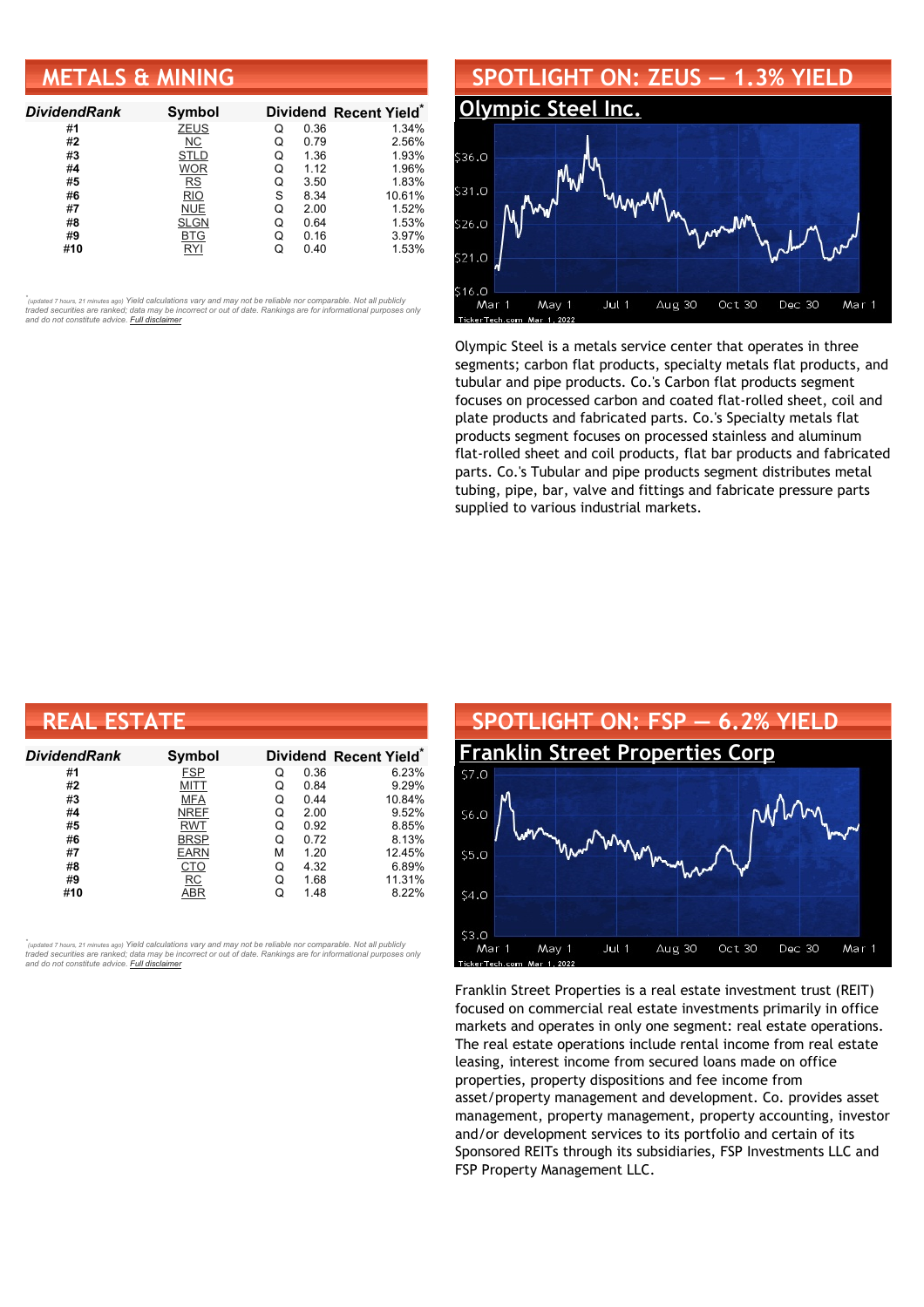## METALS & MINING

| DividendRank | Symbol | Dividend | | Recent Yield* |
|---|---|---|---|---|
| #1 | ZEUS | Q | 0.36 | 1.34% |
| #2 | NC | Q | 0.79 | 2.56% |
| #3 | STLD | Q | 1.36 | 1.93% |
| #4 | WOR | Q | 1.12 | 1.96% |
| #5 | RS | Q | 3.50 | 1.83% |
| #6 | RIO | S | 8.34 | 10.61% |
| #7 | NUE | Q | 2.00 | 1.52% |
| #8 | SLGN | Q | 0.64 | 1.53% |
| #9 | BTG | Q | 0.16 | 3.97% |
| #10 | RYI | Q | 0.40 | 1.53% |

*(updated 7 hours, 21 minutes ago) Yield calculations vary and may not be reliable nor comparable. Not all publicly traded securities are ranked; data may be incorrect or out of date. Rankings are for informational purposes only and do not constitute advice. Full disclaimer*

## SPOTLIGHT ON: ZEUS — 1.3% YIELD

### Olympic Steel Inc.

Olympic Steel is a metals service center that operates in three segments; carbon flat products, specialty metals flat products, and tubular and pipe products. Co.'s Carbon flat products segment focuses on processed carbon and coated flat-rolled sheet, coil and plate products and fabricated parts. Co.'s Specialty metals flat products segment focuses on processed stainless and aluminum flat-rolled sheet and coil products, flat bar products and fabricated parts. Co.'s Tubular and pipe products segment distributes metal tubing, pipe, bar, valve and fittings and fabricate pressure parts supplied to various industrial markets.

## REAL ESTATE

| DividendRank | Symbol | Dividend | | Recent Yield* |
|---|---|---|---|---|
| #1 | FSP | Q | 0.36 | 6.23% |
| #2 | MITT | Q | 0.84 | 9.29% |
| #3 | MFA | Q | 0.44 | 10.84% |
| #4 | NREF | Q | 2.00 | 9.52% |
| #5 | RWT | Q | 0.92 | 8.85% |
| #6 | BRSP | Q | 0.72 | 8.13% |
| #7 | EARN | M | 1.20 | 12.45% |
| #8 | CTO | Q | 4.32 | 6.89% |
| #9 | RC | Q | 1.68 | 11.31% |
| #10 | ABR | Q | 1.48 | 8.22% |

*(updated 7 hours, 21 minutes ago) Yield calculations vary and may not be reliable nor comparable. Not all publicly traded securities are ranked; data may be incorrect or out of date. Rankings are for informational purposes only and do not constitute advice. Full disclaimer*

## SPOTLIGHT ON: FSP — 6.2% YIELD

### Franklin Street Properties Corp

Franklin Street Properties is a real estate investment trust (REIT) focused on commercial real estate investments primarily in office markets and operates in only one segment: real estate operations. The real estate operations include rental income from real estate leasing, interest income from secured loans made on office properties, property dispositions and fee income from asset/property management and development. Co. provides asset management, property management, property accounting, investor and/or development services to its portfolio and certain of its Sponsored REITs through its subsidiaries, FSP Investments LLC and FSP Property Management LLC.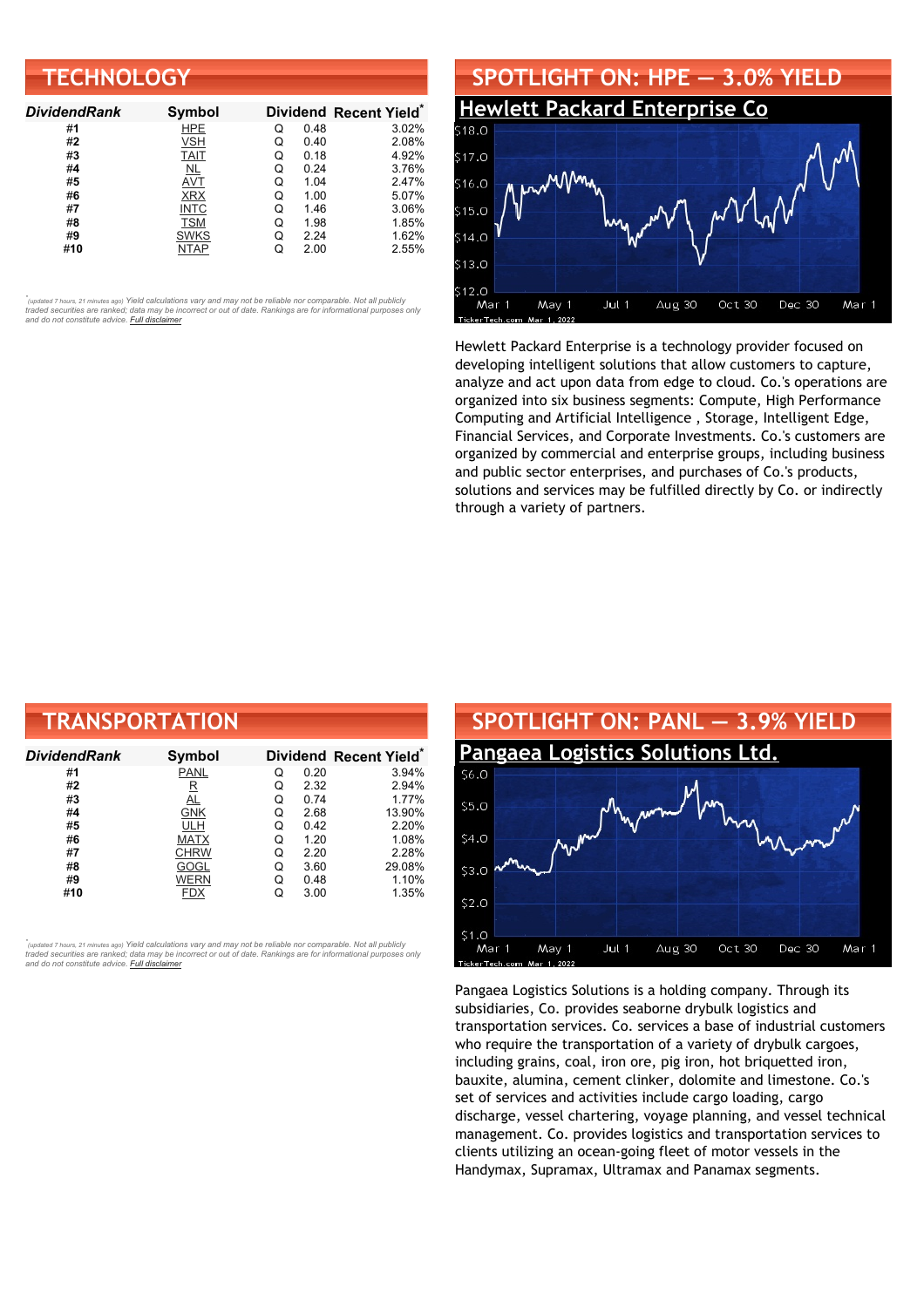## TECHNOLOGY

| DividendRank | Symbol | Dividend | | Recent Yield* |
|---|---|---|---|---|
| #1 | HPE | Q | 0.48 | 3.02% |
| #2 | VSH | Q | 0.40 | 2.08% |
| #3 | TAIT | Q | 0.18 | 4.92% |
| #4 | NL | Q | 0.24 | 3.76% |
| #5 | AVT | Q | 1.04 | 2.47% |
| #6 | XRX | Q | 1.00 | 5.07% |
| #7 | INTC | Q | 1.46 | 3.06% |
| #8 | TSM | Q | 1.98 | 1.85% |
| #9 | SWKS | Q | 2.24 | 1.62% |
| #10 | NTAP | Q | 2.00 | 2.55% |

*(updated 7 hours, 21 minutes ago) Yield calculations vary and may not be reliable nor comparable. Not all publicly traded securities are ranked; data may be incorrect or out of date. Rankings are for informational purposes only and do not constitute advice. Full disclaimer*

## SPOTLIGHT ON: HPE — 3.0% YIELD

### Hewlett Packard Enterprise Co

Hewlett Packard Enterprise is a technology provider focused on developing intelligent solutions that allow customers to capture, analyze and act upon data from edge to cloud. Co.'s operations are organized into six business segments: Compute, High Performance Computing and Artificial Intelligence , Storage, Intelligent Edge, Financial Services, and Corporate Investments. Co.'s customers are organized by commercial and enterprise groups, including business and public sector enterprises, and purchases of Co.'s products, solutions and services may be fulfilled directly by Co. or indirectly through a variety of partners.

## TRANSPORTATION

| DividendRank | Symbol | Dividend | | Recent Yield* |
|---|---|---|---|---|
| #1 | PANL | Q | 0.20 | 3.94% |
| #2 | R | Q | 2.32 | 2.94% |
| #3 | AL | Q | 0.74 | 1.77% |
| #4 | GNK | Q | 2.68 | 13.90% |
| #5 | ULH | Q | 0.42 | 2.20% |
| #6 | MATX | Q | 1.20 | 1.08% |
| #7 | CHRW | Q | 2.20 | 2.28% |
| #8 | GOGL | Q | 3.60 | 29.08% |
| #9 | WERN | Q | 0.48 | 1.10% |
| #10 | FDX | Q | 3.00 | 1.35% |

*(updated 7 hours, 21 minutes ago) Yield calculations vary and may not be reliable nor comparable. Not all publicly traded securities are ranked; data may be incorrect or out of date. Rankings are for informational purposes only and do not constitute advice. Full disclaimer*

## SPOTLIGHT ON: PANL — 3.9% YIELD

### Pangaea Logistics Solutions Ltd.

Pangaea Logistics Solutions is a holding company. Through its subsidiaries, Co. provides seaborne drybulk logistics and transportation services. Co. services a base of industrial customers who require the transportation of a variety of drybulk cargoes, including grains, coal, iron ore, pig iron, hot briquetted iron, bauxite, alumina, cement clinker, dolomite and limestone. Co.'s set of services and activities include cargo loading, cargo discharge, vessel chartering, voyage planning, and vessel technical management. Co. provides logistics and transportation services to clients utilizing an ocean-going fleet of motor vessels in the Handymax, Supramax, Ultramax and Panamax segments.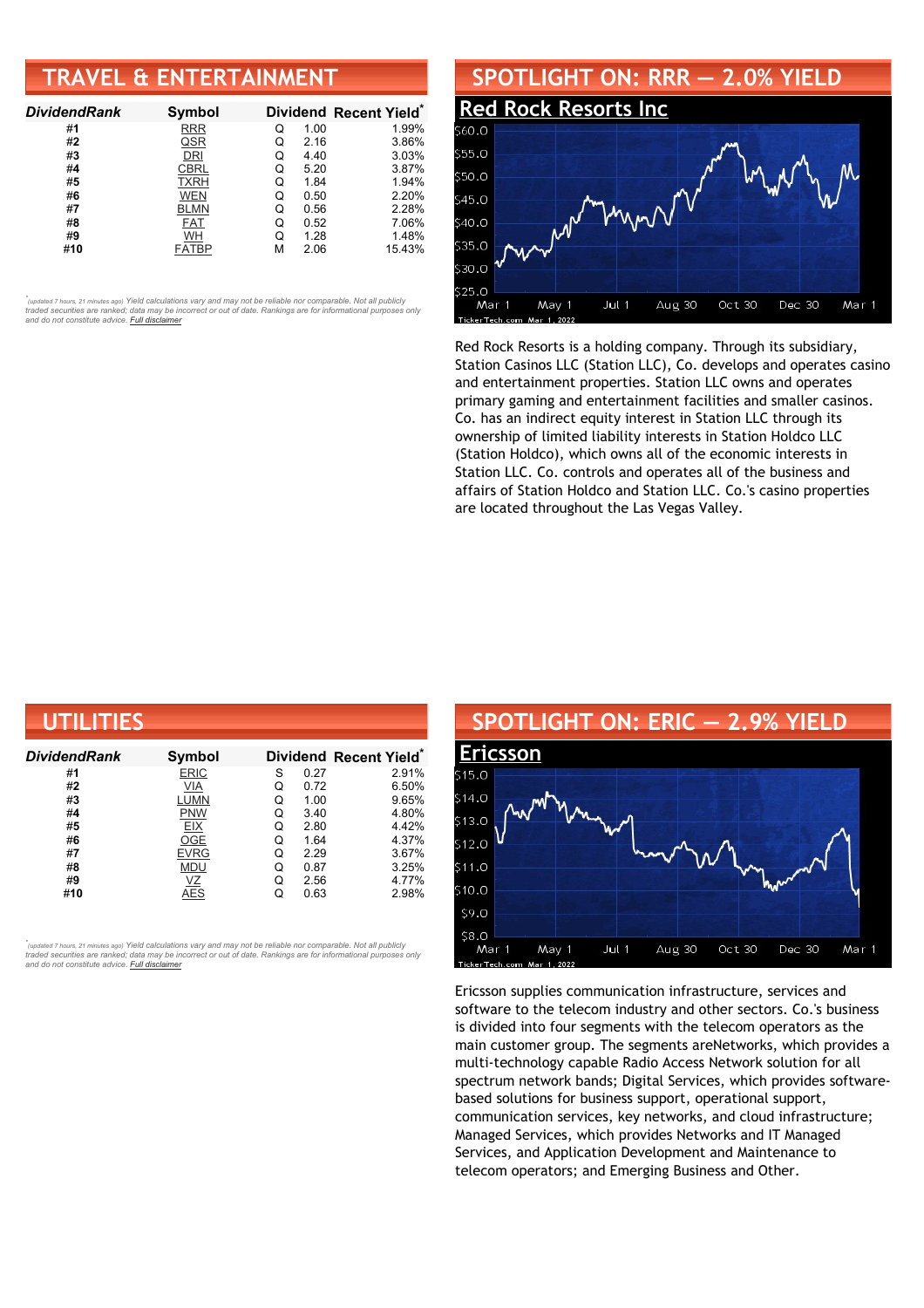## TRAVEL & ENTERTAINMENT

| DividendRank | Symbol | Dividend | | Recent Yield* |
|---|---|---|---|---|
| #1 | RRR | Q | 1.00 | 1.99% |
| #2 | QSR | Q | 2.16 | 3.86% |
| #3 | DRI | Q | 4.40 | 3.03% |
| #4 | CBRL | Q | 5.20 | 3.87% |
| #5 | TXRH | Q | 1.84 | 1.94% |
| #6 | WEN | Q | 0.50 | 2.20% |
| #7 | BLMN | Q | 0.56 | 2.28% |
| #8 | FAT | Q | 0.52 | 7.06% |
| #9 | WH | Q | 1.28 | 1.48% |
| #10 | FATBP | M | 2.06 | 15.43% |

*(updated 7 hours, 21 minutes ago) Yield calculations vary and may not be reliable nor comparable. Not all publicly traded securities are ranked; data may be incorrect or out of date. Rankings are for informational purposes only and do not constitute advice. Full disclaimer

## SPOTLIGHT ON: RRR — 2.0% YIELD

### Red Rock Resorts Inc

Red Rock Resorts is a holding company. Through its subsidiary, Station Casinos LLC (Station LLC), Co. develops and operates casino and entertainment properties. Station LLC owns and operates primary gaming and entertainment facilities and smaller casinos. Co. has an indirect equity interest in Station LLC through its ownership of limited liability interests in Station Holdco LLC (Station Holdco), which owns all of the economic interests in Station LLC. Co. controls and operates all of the business and affairs of Station Holdco and Station LLC. Co.'s casino properties are located throughout the Las Vegas Valley.

## UTILITIES

| DividendRank | Symbol | Dividend | | Recent Yield* |
|---|---|---|---|---|
| #1 | ERIC | S | 0.27 | 2.91% |
| #2 | VIA | Q | 0.72 | 6.50% |
| #3 | LUMN | Q | 1.00 | 9.65% |
| #4 | PNW | Q | 3.40 | 4.80% |
| #5 | EIX | Q | 2.80 | 4.42% |
| #6 | OGE | Q | 1.64 | 4.37% |
| #7 | EVRG | Q | 2.29 | 3.67% |
| #8 | MDU | Q | 0.87 | 3.25% |
| #9 | VZ | Q | 2.56 | 4.77% |
| #10 | AES | Q | 0.63 | 2.98% |

*(updated 7 hours, 21 minutes ago) Yield calculations vary and may not be reliable nor comparable. Not all publicly traded securities are ranked; data may be incorrect or out of date. Rankings are for informational purposes only and do not constitute advice. Full disclaimer

## SPOTLIGHT ON: ERIC — 2.9% YIELD

### Ericsson

Ericsson supplies communication infrastructure, services and software to the telecom industry and other sectors. Co.'s business is divided into four segments with the telecom operators as the main customer group. The segments areNetworks, which provides a multi-technology capable Radio Access Network solution for all spectrum network bands; Digital Services, which provides software-based solutions for business support, operational support, communication services, key networks, and cloud infrastructure; Managed Services, which provides Networks and IT Managed Services, and Application Development and Maintenance to telecom operators; and Emerging Business and Other.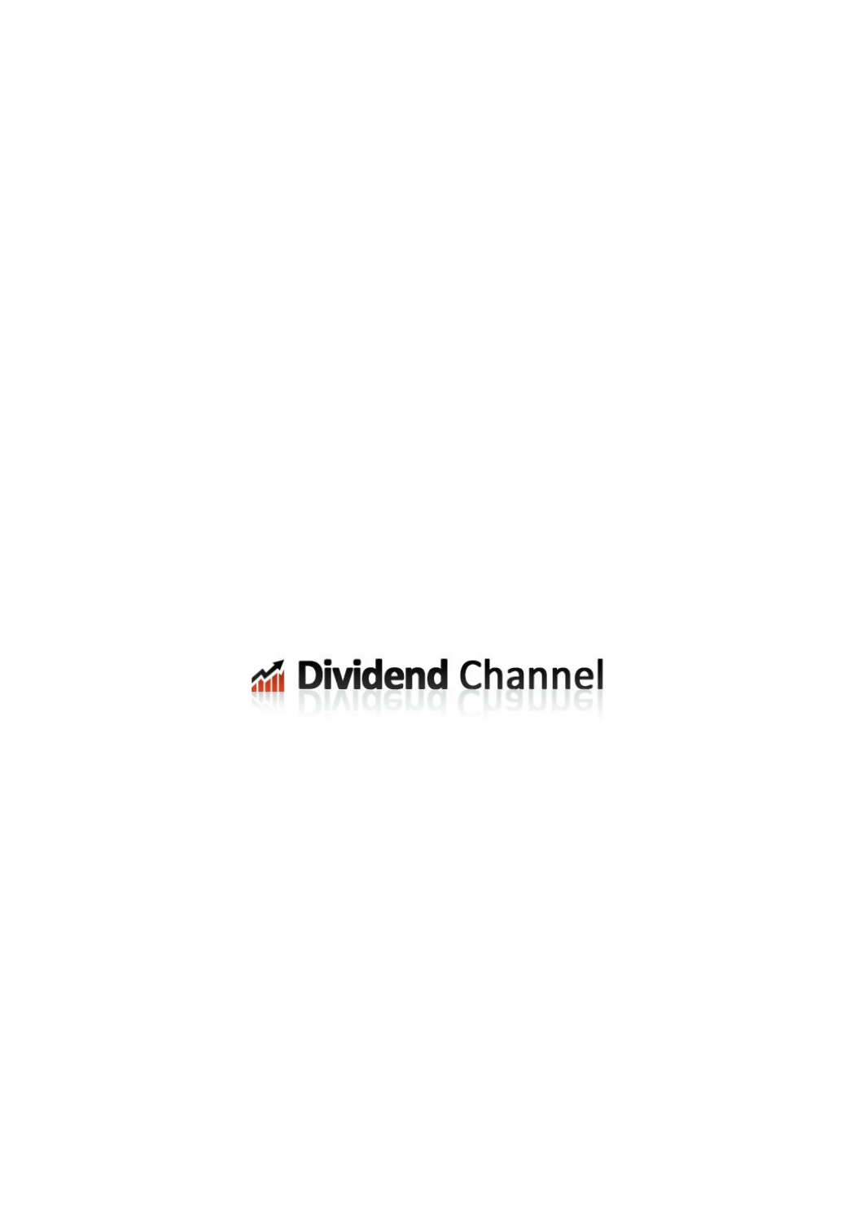Dividend Channel